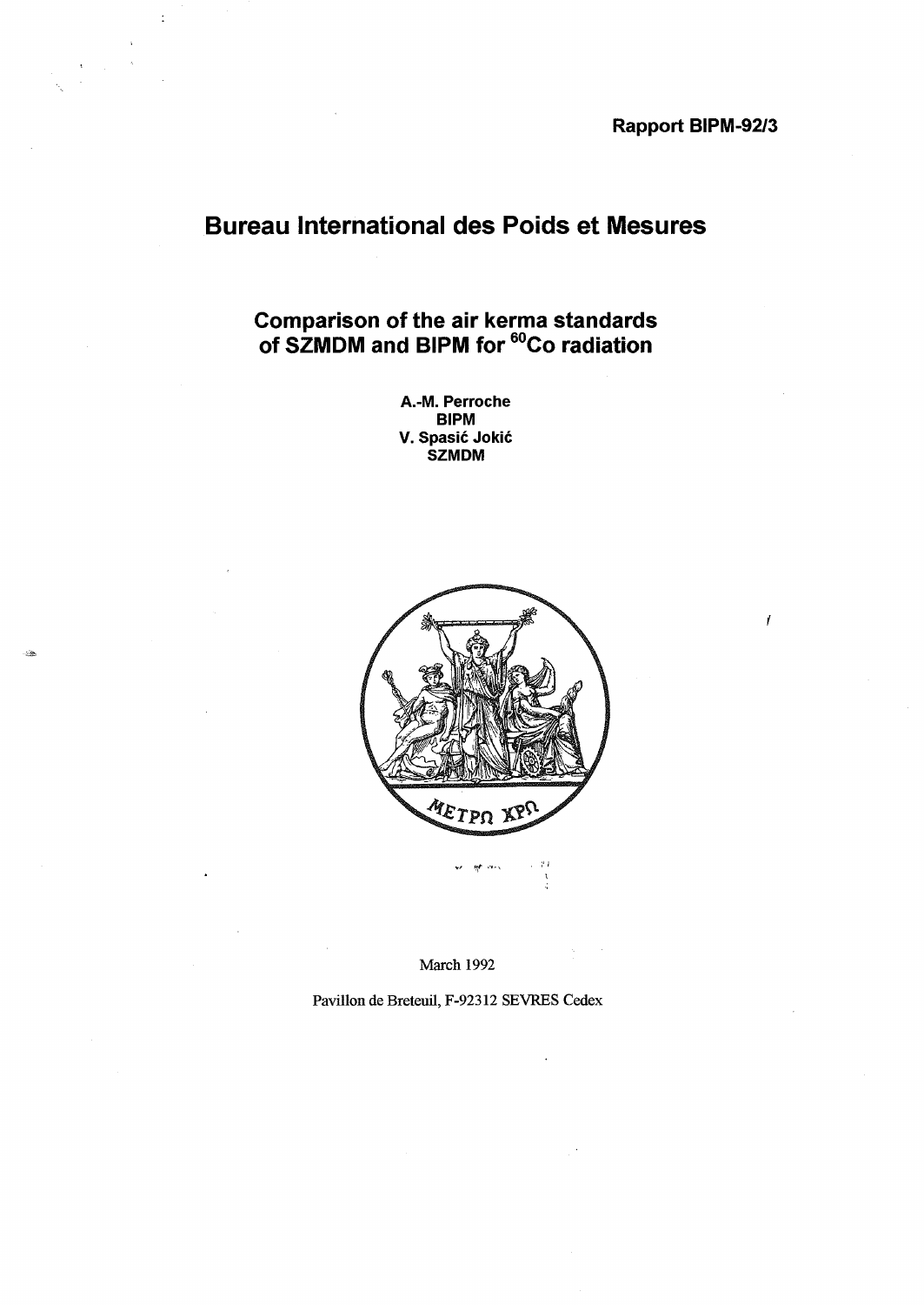**Rapport BIPM-92/3**

# Bureau International des Poids et Mesures

## Comparison of the air kerma standards of SZMDM and BIPM for $^{60}$Co radiation

**A.-M. Perroche**
**BIPM**
**V. Spasić Jokić**
**SZMDM**

March 1992

Pavillon de Breteuil, F-92312 SEVRES Cedex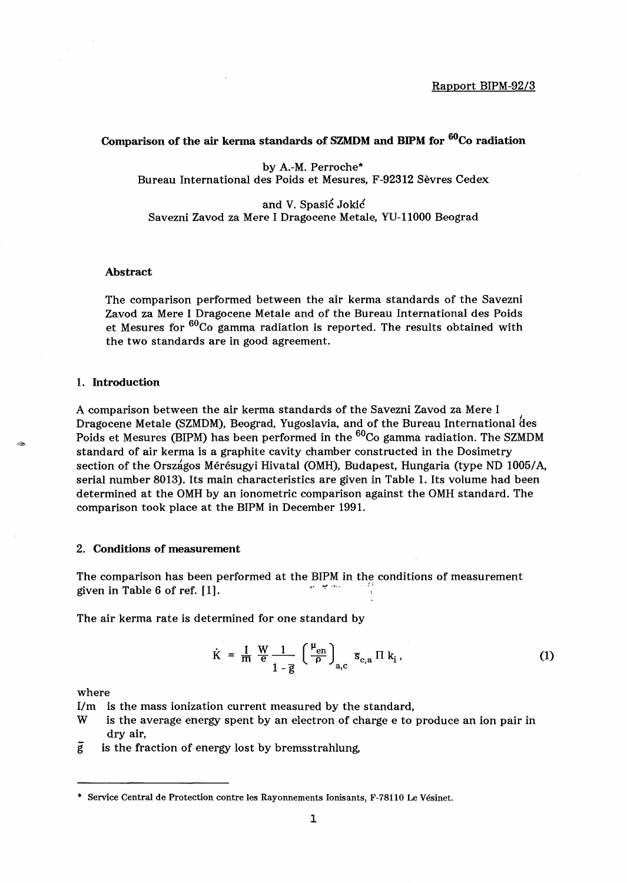Rapport BIPM-92/3

**Comparison of the air kerma standards of SZMDM and BIPM for $^{60}$Co radiation**

by A.-M. Perroche*
Bureau International des Poids et Mesures, F-92312 Sèvres Cedex

and V. Spasić Jokić
Savezni Zavod za Mere I Dragocene Metale, YU-11000 Beograd

### Abstract

The comparison performed between the air kerma standards of the Savezni Zavod za Mere I Dragocene Metale and of the Bureau International des Poids et Mesures for $^{60}$Co gamma radiation is reported. The results obtained with the two standards are in good agreement.

## 1. Introduction

A comparison between the air kerma standards of the Savezni Zavod za Mere I Dragocene Metale (SZMDM), Beograd, Yugoslavia, and of the Bureau International des Poids et Mesures (BIPM) has been performed in the $^{60}$Co gamma radiation. The SZMDM standard of air kerma is a graphite cavity chamber constructed in the Dosimetry section of the Országos Mérésugyi Hivatal (OMH), Budapest, Hungaria (type ND 1005/A, serial number 8013). Its main characteristics are given in Table 1. Its volume had been determined at the OMH by an ionometric comparison against the OMH standard. The comparison took place at the BIPM in December 1991.

## 2. Conditions of measurement

The comparison has been performed at the BIPM in the conditions of measurement given in Table 6 of ref. [1].

The air kerma rate is determined for one standard by

$$\dot{K} = \frac{I}{m} \frac{W}{e} \frac{1}{1 - \bar{g}} \left( \frac{\mu_{en}}{\rho} \right)_{a,c} \bar{s}_{c,a} \Pi k_i , \tag{1}$$

where

$I/m$ is the mass ionization current measured by the standard,

$W$ is the average energy spent by an electron of charge e to produce an ion pair in dry air,

$\bar{g}$ is the fraction of energy lost by bremsstrahlung,

---

* Service Central de Protection contre les Rayonnements Ionisants, F-78110 Le Vésinet.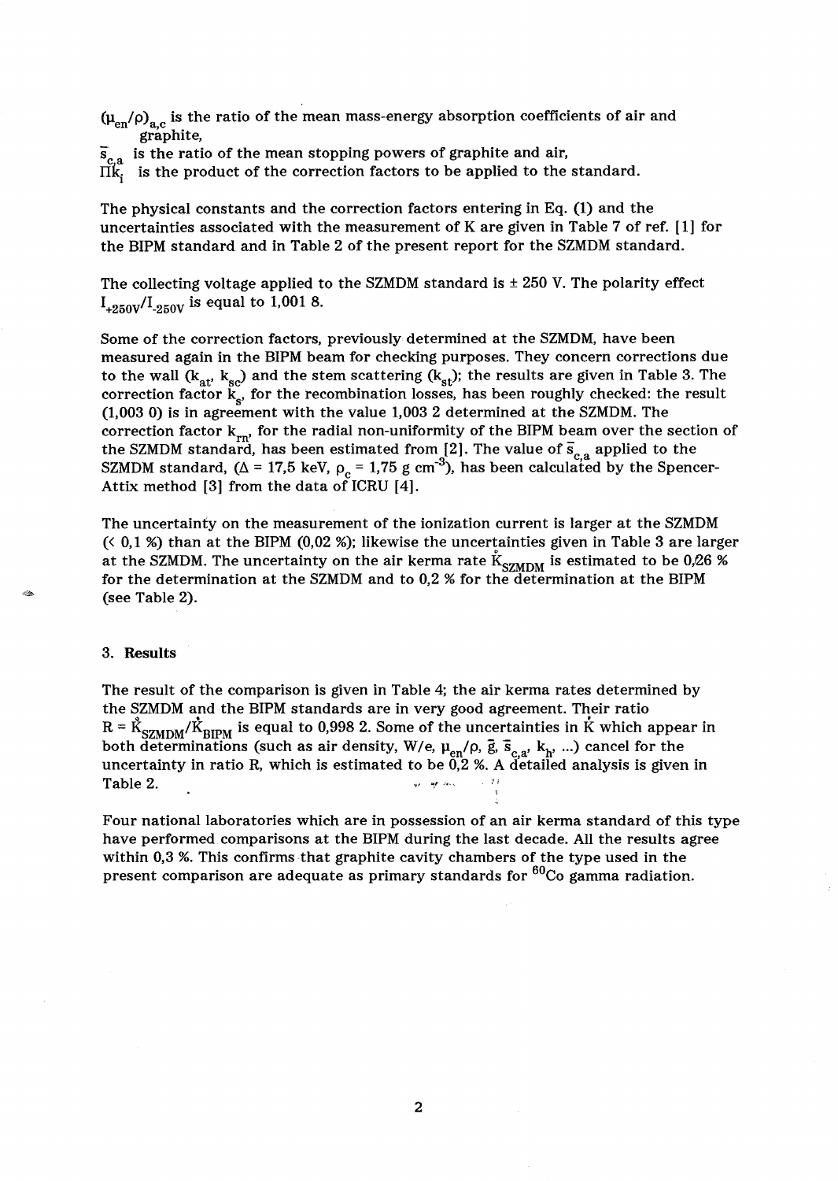$(\mu_{en}/\rho)_{a,c}$ is the ratio of the mean mass-energy absorption coefficients of air and graphite,

$\bar{s}_{c,a}$ is the ratio of the mean stopping powers of graphite and air,

$\Pi k_i$ is the product of the correction factors to be applied to the standard.

The physical constants and the correction factors entering in Eq. (1) and the uncertainties associated with the measurement of K are given in Table 7 of ref. [1] for the BIPM standard and in Table 2 of the present report for the SZMDM standard.

The collecting voltage applied to the SZMDM standard is ± 250 V. The polarity effect $I_{+250V}/I_{-250V}$ is equal to 1,001 8.

Some of the correction factors, previously determined at the SZMDM, have been measured again in the BIPM beam for checking purposes. They concern corrections due to the wall ($k_{at}$, $k_{sc}$) and the stem scattering ($k_{st}$); the results are given in Table 3. The correction factor $k_s$, for the recombination losses, has been roughly checked: the result (1,003 0) is in agreement with the value 1,003 2 determined at the SZMDM. The correction factor $k_{rn}$, for the radial non-uniformity of the BIPM beam over the section of the SZMDM standard, has been estimated from [2]. The value of $\bar{s}_{c,a}$ applied to the SZMDM standard, ($\Delta$ = 17,5 keV, $\rho_c$ = 1,75 g cm$^{-3}$), has been calculated by the Spencer-Attix method [3] from the data of ICRU [4].

The uncertainty on the measurement of the ionization current is larger at the SZMDM (< 0,1 %) than at the BIPM (0,02 %); likewise the uncertainties given in Table 3 are larger at the SZMDM. The uncertainty on the air kerma rate $\dot{K}_{SZMDM}$ is estimated to be 0,26 % for the determination at the SZMDM and to 0,2 % for the determination at the BIPM (see Table 2).

## 3. Results

The result of the comparison is given in Table 4; the air kerma rates determined by the SZMDM and the BIPM standards are in very good agreement. Their ratio $R = \dot{K}_{SZMDM}/\dot{K}_{BIPM}$ is equal to 0,998 2. Some of the uncertainties in $\dot{K}$ which appear in both determinations (such as air density, W/e, $\mu_{en}/\rho$, $\bar{g}$, $\bar{s}_{c,a}$, $k_h$, ...) cancel for the uncertainty in ratio R, which is estimated to be 0,2 %. A detailed analysis is given in Table 2.

Four national laboratories which are in possession of an air kerma standard of this type have performed comparisons at the BIPM during the last decade. All the results agree within 0,3 %. This confirms that graphite cavity chambers of the type used in the present comparison are adequate as primary standards for $^{60}$Co gamma radiation.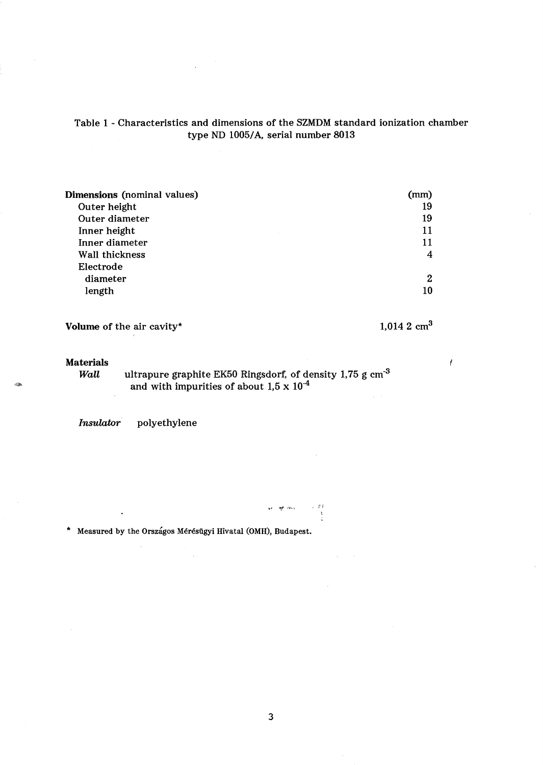Table 1 - Characteristics and dimensions of the SZMDM standard ionization chamber type ND 1005/A, serial number 8013

| **Dimensions** (nominal values) | (mm) |
|---|---|
| Outer height | 19 |
| Outer diameter | 19 |
| Inner height | 11 |
| Inner diameter | 11 |
| Wall thickness | 4 |
| Electrode | |
| diameter | 2 |
| length | 10 |

**Volume** of the air cavity* $1{,}014\,2\ \mathrm{cm}^3$

**Materials**

*Wall* ultrapure graphite EK50 Ringsdorf, of density $1{,}75\ \mathrm{g\ cm}^{-3}$ and with impurities of about $1{,}5 \times 10^{-4}$

*Insulator* polyethylene

\* Measured by the Országos Mérésügyi Hivatal (OMH), Budapest.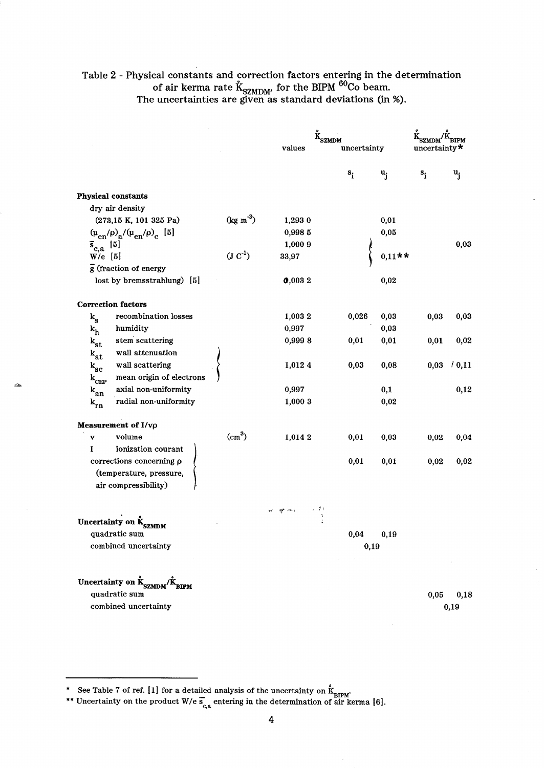Table 2 - Physical constants and correction factors entering in the determination of air kerma rate $\dot{K}_{SZMDM}$, for the BIPM $^{60}Co$ beam.
The uncertainties are given as standard deviations (in %).

| | | | $\dot{K}_{SZMDM}$ values | $\dot{K}_{SZMDM}$ uncertainty | | $\dot{K}_{SZMDM}/\dot{K}_{BIPM}$ uncertainty* | |
|---|---|---|---|---|---|---|---|
| | | | | $s_i$ | $u_j$ | $s_i$ | $u_j$ |
| **Physical constants** | | | | | | | |
| dry air density (273,15 K, 101 325 Pa) | | $(kg\ m^{-3})$ | 1,293 0 | | 0,01 | | |
| $(\mu_{en}/\rho)_a/(\mu_{en}/\rho)_c$ [5] | | | 0,998 5 | | 0,05 | | |
| $\bar{s}_{c,a}$ [5] | | | 1,000 9 | | } 0,11** | | 0,03 |
| W/e [5] | | $(J\ C^{-1})$ | 33,97 | | | | |
| $\bar{g}$ (fraction of energy lost by bremsstrahlung) [5] | | | 0,003 2 | | 0,02 | | |
| **Correction factors** | | | | | | | |
| $k_s$ | recombination losses | | 1,003 2 | 0,026 | 0,03 | 0,03 | 0,03 |
| $k_h$ | humidity | | 0,997 | | 0,03 | | |
| $k_{st}$ | stem scattering | | 0,999 8 | 0,01 | 0,01 | 0,01 | 0,02 |
| $k_{at}$ | wall attenuation | } | | | | | |
| $k_{sc}$ | wall scattering | } | 1,012 4 | 0,03 | 0,08 | 0,03 | 0,11 |
| $k_{CEP}$ | mean origin of electrons | } | | | | | |
| $k_{an}$ | axial non-uniformity | | 0,997 | | 0,1 | | 0,12 |
| $k_{rn}$ | radial non-uniformity | | 1,000 3 | | 0,02 | | |
| **Measurement of I/vρ** | | | | | | | |
| v | volume | $(cm^3)$ | 1,014 2 | 0,01 | 0,03 | 0,02 | 0,04 |
| I | ionization courant | } | | | | | |
| corrections concerning ρ (temperature, pressure, air compressibility) | | } | | 0,01 | 0,01 | 0,02 | 0,02 |
| **Uncertainty on $\dot{K}_{SZMDM}$** | | | | | | | |
| quadratic sum | | | | 0,04 | 0,19 | | |
| combined uncertainty | | | | 0,19 | | | |
| **Uncertainty on $\dot{K}_{SZMDM}/\dot{K}_{BIPM}$** | | | | | | | |
| quadratic sum | | | | | | 0,05 | 0,18 |
| combined uncertainty | | | | | | 0,19 | |

\* See Table 7 of ref. [1] for a detailed analysis of the uncertainty on $\dot{K}_{BIPM}$.

\** Uncertainty on the product W/e $\bar{s}_{c,a}$ entering in the determination of air kerma [6].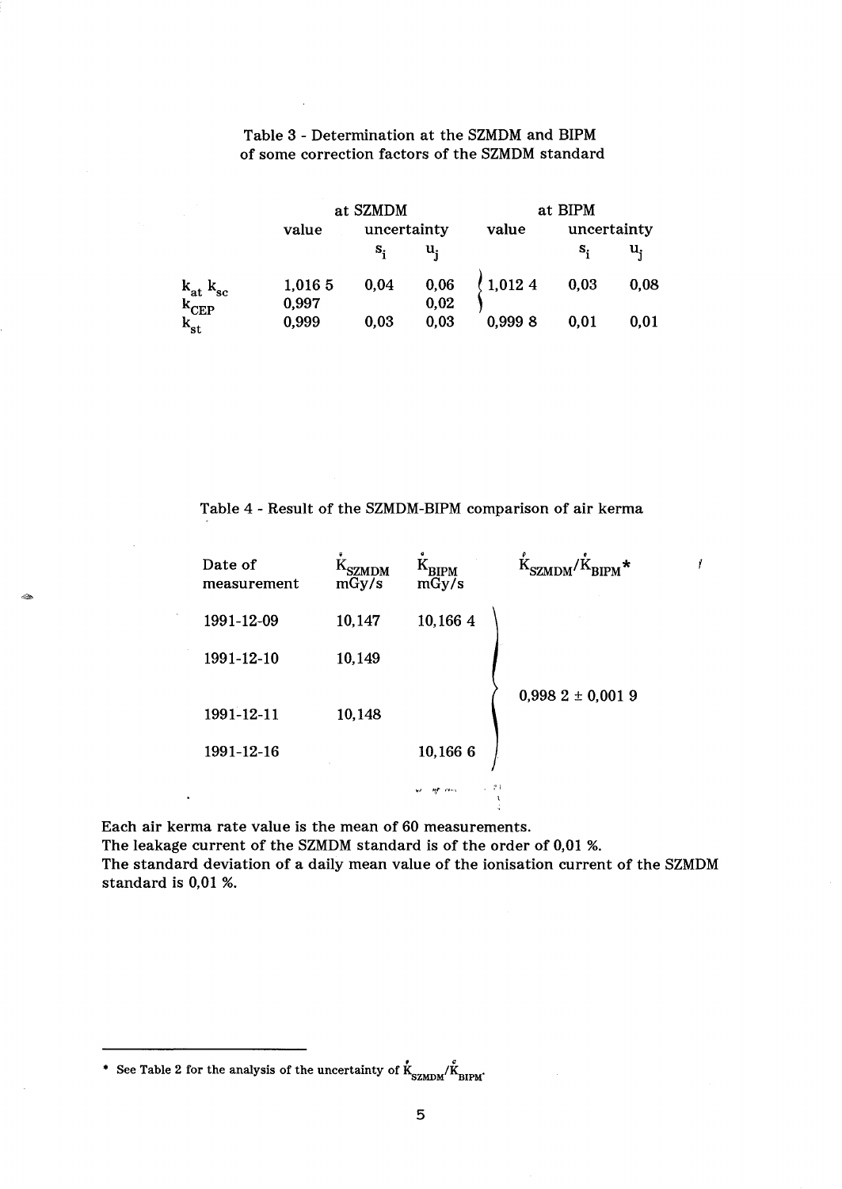Table 3 - Determination at the SZMDM and BIPM of some correction factors of the SZMDM standard

| | at SZMDM | | | at BIPM | | |
|---|---|---|---|---|---|---|
| | value | uncertainty | | value | uncertainty | |
| | | $s_i$ | $u_j$ | | $s_i$ | $u_j$ |
| $k_{at}\ k_{sc}$ | 1,016 5 | 0,04 | 0,06 | 1,012 4 | 0,03 | 0,08 |
| $k_{CEP}$ | 0,997 | | 0,02 | | | |
| $k_{st}$ | 0,999 | 0,03 | 0,03 | 0,999 8 | 0,01 | 0,01 |

Table 4 - Result of the SZMDM-BIPM comparison of air kerma

| Date of measurement | $\dot{K}_{SZMDM}$ mGy/s | $\dot{K}_{BIPM}$ mGy/s | $\dot{K}_{SZMDM}/\dot{K}_{BIPM}$ * |
|---|---|---|---|
| 1991-12-09 | 10,147 | 10,166 4 | |
| 1991-12-10 | 10,149 | | |
| | | | 0,998 2 ± 0,001 9 |
| 1991-12-11 | 10,148 | | |
| 1991-12-16 | | 10,166 6 | |

Each air kerma rate value is the mean of 60 measurements.
The leakage current of the SZMDM standard is of the order of 0,01 %.
The standard deviation of a daily mean value of the ionisation current of the SZMDM standard is 0,01 %.

---

* See Table 2 for the analysis of the uncertainty of $\dot{K}_{SZMDM}/\dot{K}_{BIPM}$.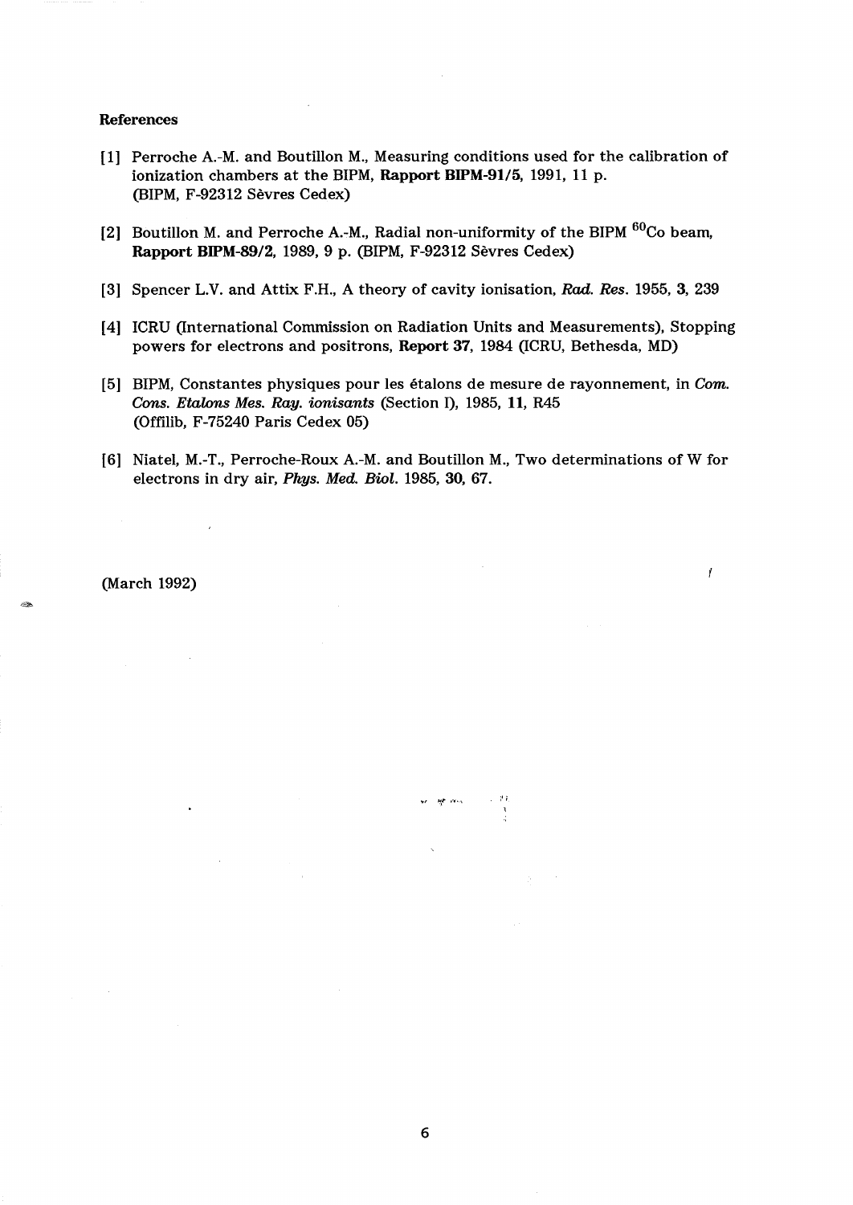**References**

[1] Perroche A.-M. and Boutillon M., Measuring conditions used for the calibration of ionization chambers at the BIPM, **Rapport BIPM-91/5**, 1991, 11 p. (BIPM, F-92312 Sèvres Cedex)

[2] Boutillon M. and Perroche A.-M., Radial non-uniformity of the BIPM $^{60}$Co beam, **Rapport BIPM-89/2**, 1989, 9 p. (BIPM, F-92312 Sèvres Cedex)

[3] Spencer L.V. and Attix F.H., A theory of cavity ionisation, *Rad. Res.* 1955, **3**, 239

[4] ICRU (International Commission on Radiation Units and Measurements), Stopping powers for electrons and positrons, **Report 37**, 1984 (ICRU, Bethesda, MD)

[5] BIPM, Constantes physiques pour les étalons de mesure de rayonnement, in *Com. Cons. Etalons Mes. Ray. ionisants* (Section I), 1985, **11**, R45 (Offilib, F-75240 Paris Cedex 05)

[6] Niatel, M.-T., Perroche-Roux A.-M. and Boutillon M., Two determinations of W for electrons in dry air, *Phys. Med. Biol.* 1985, **30**, 67.

(March 1992)